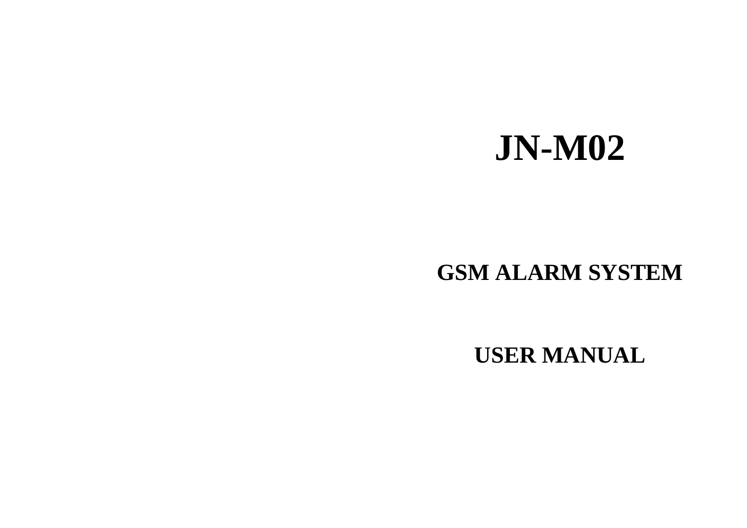# JN-M02

## GSM ALARM SYSTEM

## USER MANUAL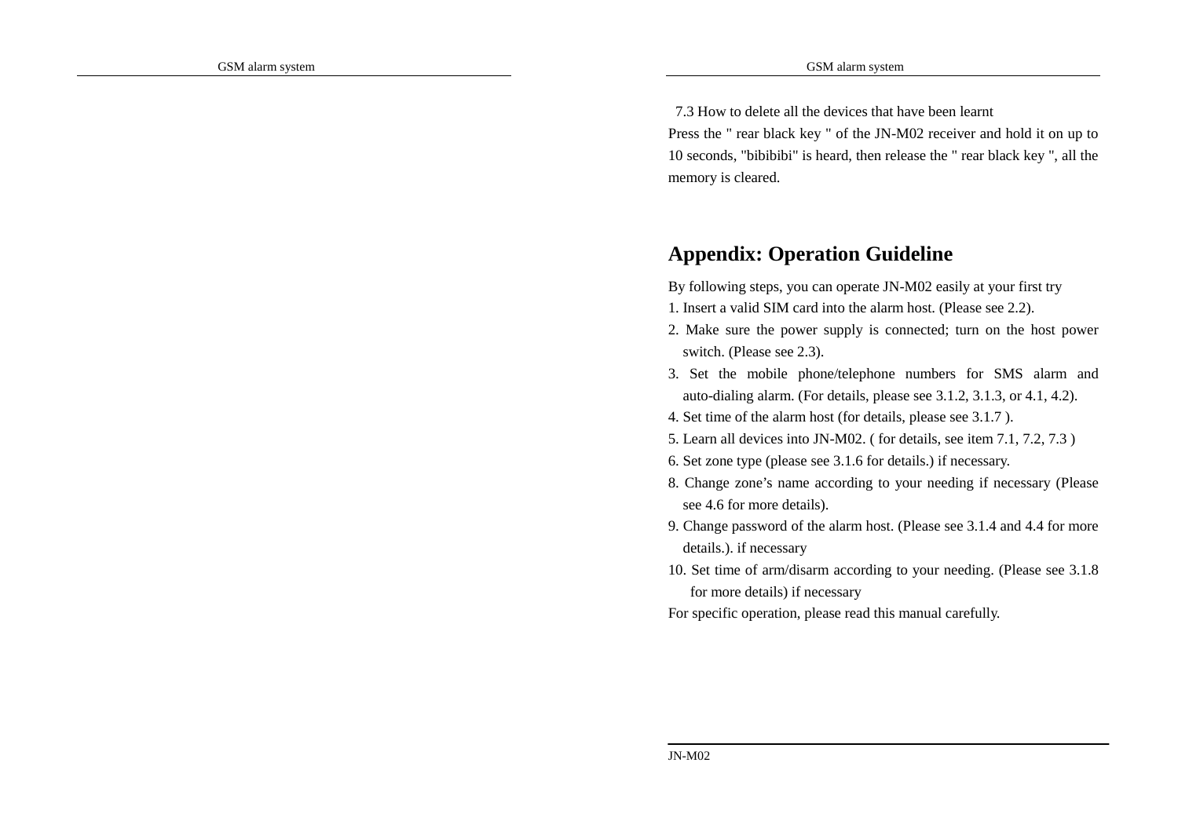7.3 How to delete all the devices that have been learnt

Press the " rear black key " of the JN-M02 receiver and hold it on up to 10 seconds, "bibibibi" is heard, then release the " rear black key ", all the memory is cleared.

## Appendix: Operation Guideline

By following steps, you can operate JN-M02 easily at your first try

1. Insert a valid SIM card into the alarm host. (Please see 2.2).
2. Make sure the power supply is connected; turn on the host power switch. (Please see 2.3).
3. Set the mobile phone/telephone numbers for SMS alarm and auto-dialing alarm. (For details, please see 3.1.2, 3.1.3, or 4.1, 4.2).
4. Set time of the alarm host (for details, please see 3.1.7 ).
5. Learn all devices into JN-M02. ( for details, see item 7.1, 7.2, 7.3 )
6. Set zone type (please see 3.1.6 for details.) if necessary.
8. Change zone’s name according to your needing if necessary (Please see 4.6 for more details).
9. Change password of the alarm host. (Please see 3.1.4 and 4.4 for more details.). if necessary
10. Set time of arm/disarm according to your needing. (Please see 3.1.8 for more details) if necessary

For specific operation, please read this manual carefully.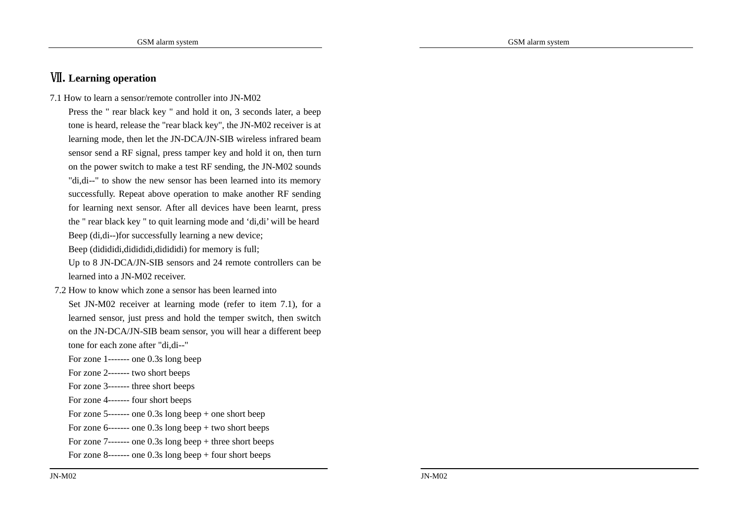## Ⅶ. Learning operation

7.1 How to learn a sensor/remote controller into JN-M02

Press the " rear black key " and hold it on, 3 seconds later, a beep tone is heard, release the "rear black key", the JN-M02 receiver is at learning mode, then let the JN-DCA/JN-SIB wireless infrared beam sensor send a RF signal, press tamper key and hold it on, then turn on the power switch to make a test RF sending, the JN-M02 sounds "di,di--" to show the new sensor has been learned into its memory successfully. Repeat above operation to make another RF sending for learning next sensor. After all devices have been learnt, press the " rear black key " to quit learning mode and ‘di,di’ will be heard

Beep (di,di--)for successfully learning a new device;

Beep (didididi,didididi,didididi) for memory is full;

Up to 8 JN-DCA/JN-SIB sensors and 24 remote controllers can be learned into a JN-M02 receiver.

7.2 How to know which zone a sensor has been learned into

Set JN-M02 receiver at learning mode (refer to item 7.1), for a learned sensor, just press and hold the temper switch, then switch on the JN-DCA/JN-SIB beam sensor, you will hear a different beep tone for each zone after "di,di--"

For zone 1------- one 0.3s long beep

For zone 2------- two short beeps

For zone 3------- three short beeps

For zone 4------- four short beeps

For zone 5------- one 0.3s long beep + one short beep

For zone 6------- one 0.3s long beep + two short beeps

For zone 7------- one 0.3s long beep + three short beeps

For zone 8------- one 0.3s long beep + four short beeps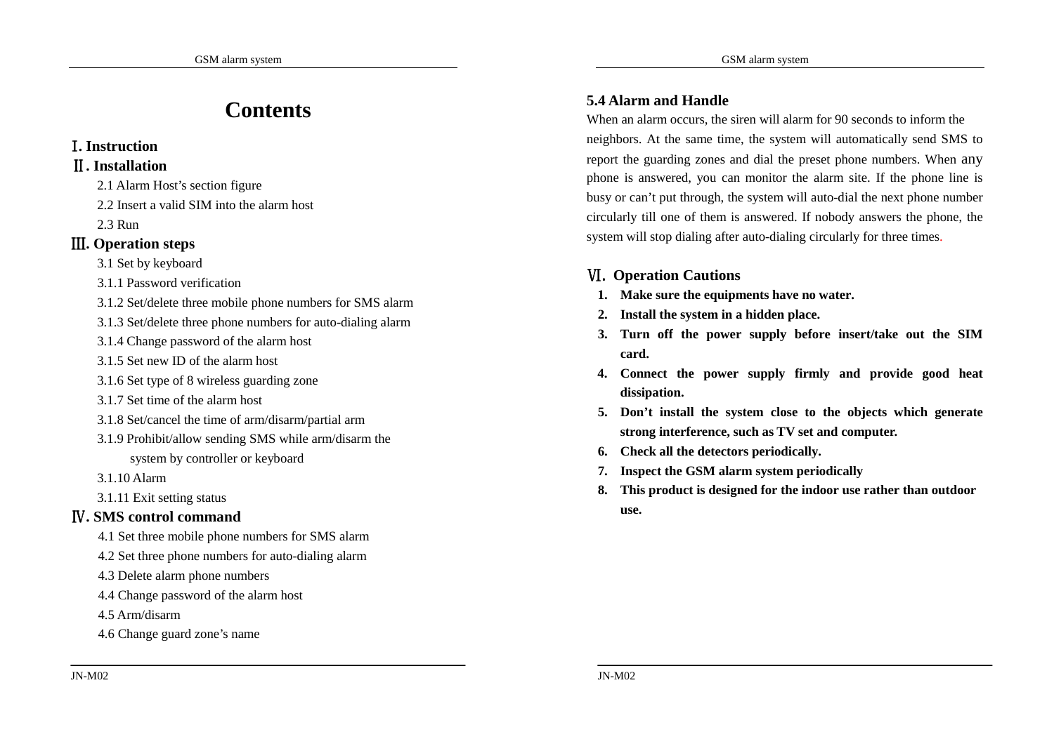# Contents

## Ⅰ. Instruction

## Ⅱ. Installation

2.1 Alarm Host's section figure

2.2 Insert a valid SIM into the alarm host

2.3 Run

## Ⅲ. Operation steps

3.1 Set by keyboard

3.1.1 Password verification

3.1.2 Set/delete three mobile phone numbers for SMS alarm

3.1.3 Set/delete three phone numbers for auto-dialing alarm

3.1.4 Change password of the alarm host

3.1.5 Set new ID of the alarm host

3.1.6 Set type of 8 wireless guarding zone

3.1.7 Set time of the alarm host

3.1.8 Set/cancel the time of arm/disarm/partial arm

3.1.9 Prohibit/allow sending SMS while arm/disarm the system by controller or keyboard

3.1.10 Alarm

3.1.11 Exit setting status

## Ⅳ. SMS control command

4.1 Set three mobile phone numbers for SMS alarm

4.2 Set three phone numbers for auto-dialing alarm

4.3 Delete alarm phone numbers

4.4 Change password of the alarm host

4.5 Arm/disarm

4.6 Change guard zone's name

### 5.4 Alarm and Handle

When an alarm occurs, the siren will alarm for 90 seconds to inform the neighbors. At the same time, the system will automatically send SMS to report the guarding zones and dial the preset phone numbers. When any phone is answered, you can monitor the alarm site. If the phone line is busy or can't put through, the system will auto-dial the next phone number circularly till one of them is answered. If nobody answers the phone, the system will stop dialing after auto-dialing circularly for three times.

## Ⅵ. Operation Cautions

1. **Make sure the equipments have no water.**
2. **Install the system in a hidden place.**
3. **Turn off the power supply before insert/take out the SIM card.**
4. **Connect the power supply firmly and provide good heat dissipation.**
5. **Don't install the system close to the objects which generate strong interference, such as TV set and computer.**
6. **Check all the detectors periodically.**
7. **Inspect the GSM alarm system periodically**
8. **This product is designed for the indoor use rather than outdoor use.**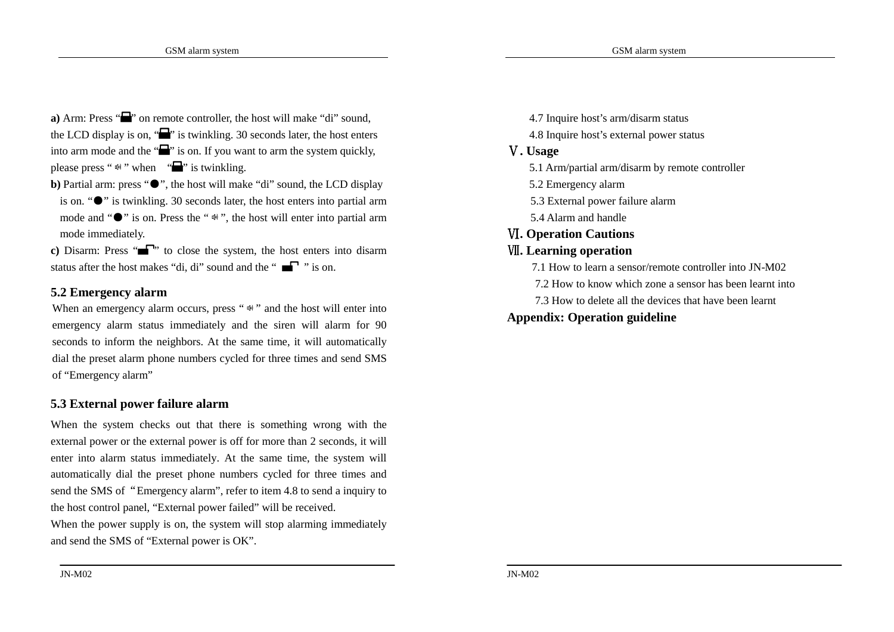**a)** Arm: Press "🔒" on remote controller, the host will make "di" sound, the LCD display is on, "🔒" is twinkling. 30 seconds later, the host enters into arm mode and the "🔒" is on. If you want to arm the system quickly, please press "🔊" when "🔒" is twinkling.

**b)** Partial arm: press "●", the host will make "di" sound, the LCD display is on. "●" is twinkling. 30 seconds later, the host enters into partial arm mode and "●" is on. Press the "🔊", the host will enter into partial arm mode immediately.

**c)** Disarm: Press "🔓" to close the system, the host enters into disarm status after the host makes "di, di" sound and the "🔓" is on.

### 5.2 Emergency alarm

When an emergency alarm occurs, press "🔊" and the host will enter into emergency alarm status immediately and the siren will alarm for 90 seconds to inform the neighbors. At the same time, it will automatically dial the preset alarm phone numbers cycled for three times and send SMS of "Emergency alarm"

### 5.3 External power failure alarm

When the system checks out that there is something wrong with the external power or the external power is off for more than 2 seconds, it will enter into alarm status immediately. At the same time, the system will automatically dial the preset phone numbers cycled for three times and send the SMS of "Emergency alarm", refer to item 4.8 to send a inquiry to the host control panel, "External power failed" will be received.

When the power supply is on, the system will stop alarming immediately and send the SMS of "External power is OK".

4.7 Inquire host's arm/disarm status

4.8 Inquire host's external power status

**Ⅴ. Usage**

5.1 Arm/partial arm/disarm by remote controller

5.2 Emergency alarm

5.3 External power failure alarm

5.4 Alarm and handle

**Ⅵ. Operation Cautions**

**Ⅶ. Learning operation**

7.1 How to learn a sensor/remote controller into JN-M02

7.2 How to know which zone a sensor has been learnt into

7.3 How to delete all the devices that have been learnt

**Appendix: Operation guideline**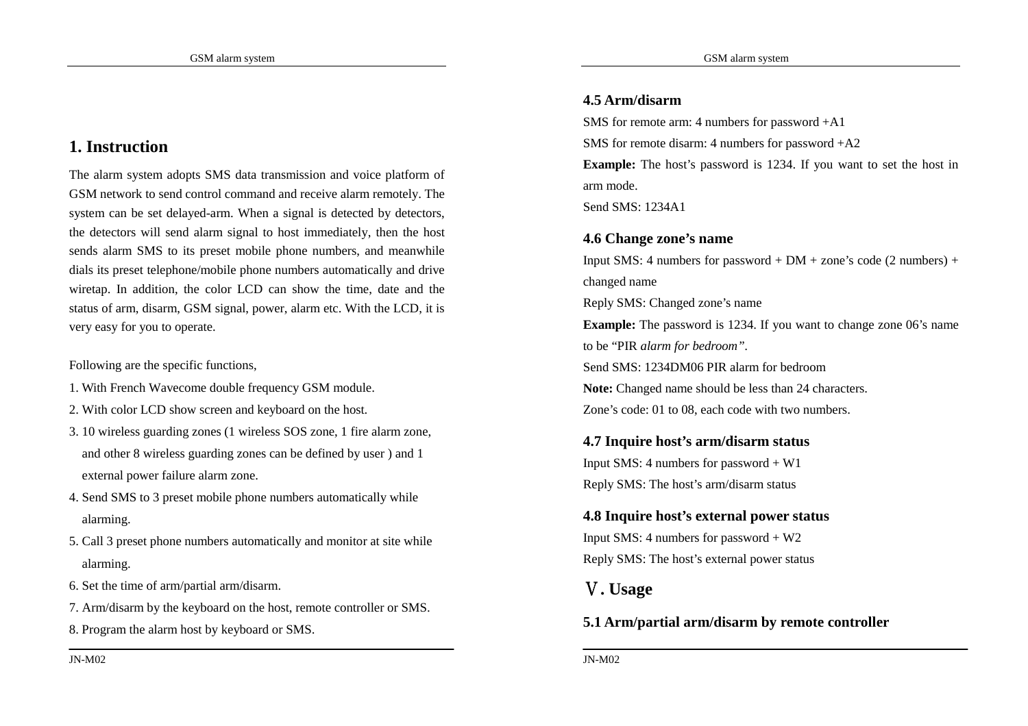## 1. Instruction

The alarm system adopts SMS data transmission and voice platform of GSM network to send control command and receive alarm remotely. The system can be set delayed-arm. When a signal is detected by detectors, the detectors will send alarm signal to host immediately, then the host sends alarm SMS to its preset mobile phone numbers, and meanwhile dials its preset telephone/mobile phone numbers automatically and drive wiretap. In addition, the color LCD can show the time, date and the status of arm, disarm, GSM signal, power, alarm etc. With the LCD, it is very easy for you to operate.

Following are the specific functions,

1. With French Wavecome double frequency GSM module.
2. With color LCD show screen and keyboard on the host.
3. 10 wireless guarding zones (1 wireless SOS zone, 1 fire alarm zone, and other 8 wireless guarding zones can be defined by user ) and 1 external power failure alarm zone.
4. Send SMS to 3 preset mobile phone numbers automatically while alarming.
5. Call 3 preset phone numbers automatically and monitor at site while alarming.
6. Set the time of arm/partial arm/disarm.
7. Arm/disarm by the keyboard on the host, remote controller or SMS.
8. Program the alarm host by keyboard or SMS.

### 4.5 Arm/disarm

SMS for remote arm: 4 numbers for password +A1

SMS for remote disarm: 4 numbers for password +A2

**Example:** The host's password is 1234. If you want to set the host in arm mode.

Send SMS: 1234A1

### 4.6 Change zone's name

Input SMS: 4 numbers for password + DM + zone's code (2 numbers) + changed name

Reply SMS: Changed zone's name

**Example:** The password is 1234. If you want to change zone 06's name to be "PIR *alarm for bedroom"*.

Send SMS: 1234DM06 PIR alarm for bedroom

**Note:** Changed name should be less than 24 characters.

Zone's code: 01 to 08, each code with two numbers.

### 4.7 Inquire host's arm/disarm status

Input SMS: 4 numbers for password + W1

Reply SMS: The host's arm/disarm status

### 4.8 Inquire host's external power status

Input SMS: 4 numbers for password + W2

Reply SMS: The host's external power status

## Ⅴ. Usage

### 5.1 Arm/partial arm/disarm by remote controller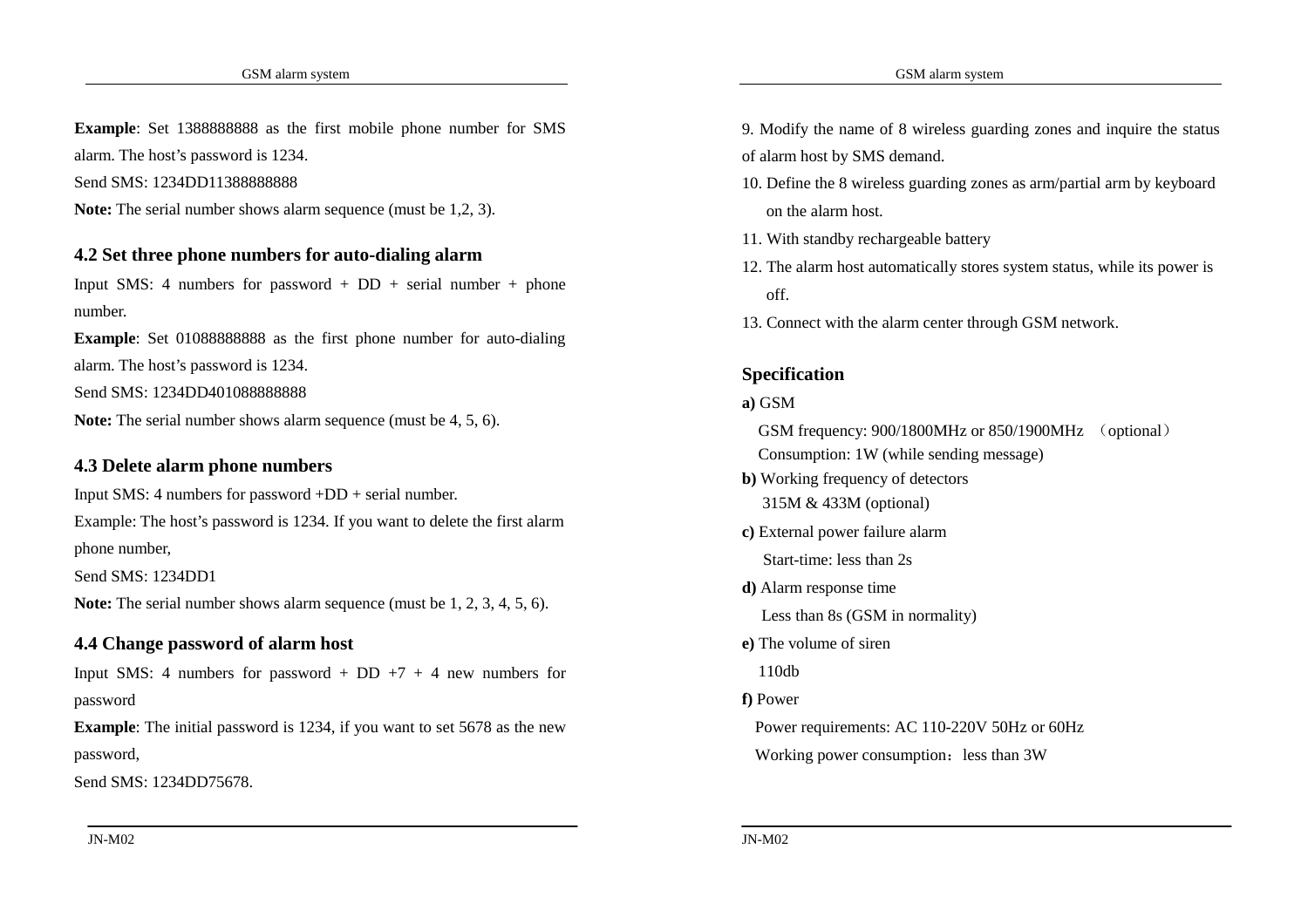**Example**: Set 1388888888 as the first mobile phone number for SMS alarm. The host's password is 1234.

Send SMS: 1234DD11388888888

**Note:** The serial number shows alarm sequence (must be 1,2, 3).

### 4.2 Set three phone numbers for auto-dialing alarm

Input SMS: 4 numbers for password + DD + serial number + phone number.

**Example**: Set 01088888888 as the first phone number for auto-dialing alarm. The host's password is 1234.

Send SMS: 1234DD401088888888

**Note:** The serial number shows alarm sequence (must be 4, 5, 6).

### 4.3 Delete alarm phone numbers

Input SMS: 4 numbers for password +DD + serial number.

Example: The host's password is 1234. If you want to delete the first alarm phone number,

Send SMS: 1234DD1

**Note:** The serial number shows alarm sequence (must be 1, 2, 3, 4, 5, 6).

### 4.4 Change password of alarm host

Input SMS: 4 numbers for password + DD +7 + 4 new numbers for password

**Example**: The initial password is 1234, if you want to set 5678 as the new password,

Send SMS: 1234DD75678.

9. Modify the name of 8 wireless guarding zones and inquire the status of alarm host by SMS demand.
10. Define the 8 wireless guarding zones as arm/partial arm by keyboard on the alarm host.
11. With standby rechargeable battery
12. The alarm host automatically stores system status, while its power is off.
13. Connect with the alarm center through GSM network.

### Specification

**a)** GSM

GSM frequency: 900/1800MHz or 850/1900MHz （optional）

Consumption: 1W (while sending message)

**b)** Working frequency of detectors

315M & 433M (optional)

**c)** External power failure alarm

Start-time: less than 2s

**d)** Alarm response time

Less than 8s (GSM in normality)

**e)** The volume of siren

110db

**f)** Power

Power requirements: AC 110-220V 50Hz or 60Hz

Working power consumption：less than 3W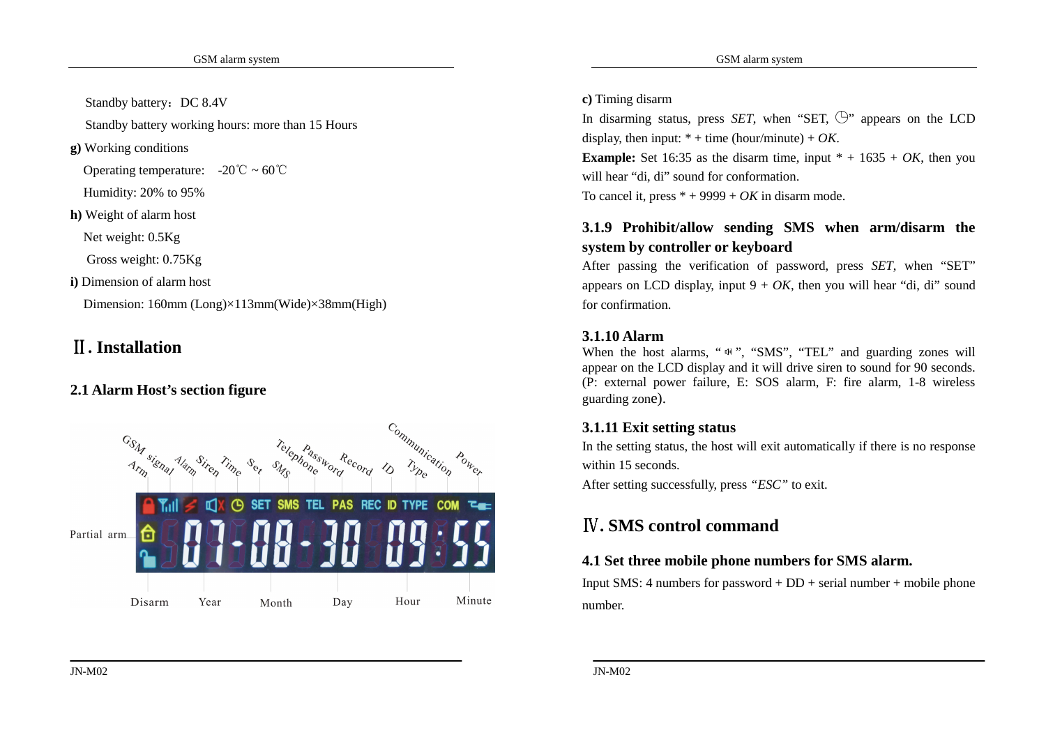Standby battery：DC 8.4V

Standby battery working hours: more than 15 Hours

**g)** Working conditions

Operating temperature:  -20℃ ~ 60℃

Humidity: 20% to 95%

**h)** Weight of alarm host

Net weight: 0.5Kg

Gross weight: 0.75Kg

**i)** Dimension of alarm host

Dimension: 160mm (Long)×113mm(Wide)×38mm(High)

# Ⅱ. Installation

## 2.1 Alarm Host's section figure

GSM signal
Arm
Alarm
Siren
Time
Set
SMS
Telephone
Password
Record
ID
Type
Communication
Power
Partial arm
SET SMS TEL PAS REC ID TYPE COM
Disarm
Year
Month
Day
Hour
Minute

**c)** Timing disarm

In disarming status, press *SET*, when "SET, ◷" appears on the LCD display, then input: * + time (hour/minute) + *OK*.

**Example:** Set 16:35 as the disarm time, input * + 1635 + *OK*, then you will hear "di, di" sound for conformation.

To cancel it, press * + 9999 + *OK* in disarm mode.

### 3.1.9 Prohibit/allow sending SMS when arm/disarm the system by controller or keyboard

After passing the verification of password, press *SET*, when "SET" appears on LCD display, input 9 + *OK*, then you will hear "di, di" sound for confirmation.

### 3.1.10 Alarm

When the host alarms, "🕪", "SMS", "TEL" and guarding zones will appear on the LCD display and it will drive siren to sound for 90 seconds. (P: external power failure, E: SOS alarm, F: fire alarm, 1-8 wireless guarding zone).

### 3.1.11 Exit setting status

In the setting status, the host will exit automatically if there is no response within 15 seconds.

After setting successfully, press *"ESC"* to exit.

# Ⅳ. SMS control command

## 4.1 Set three mobile phone numbers for SMS alarm.

Input SMS: 4 numbers for password + DD + serial number + mobile phone number.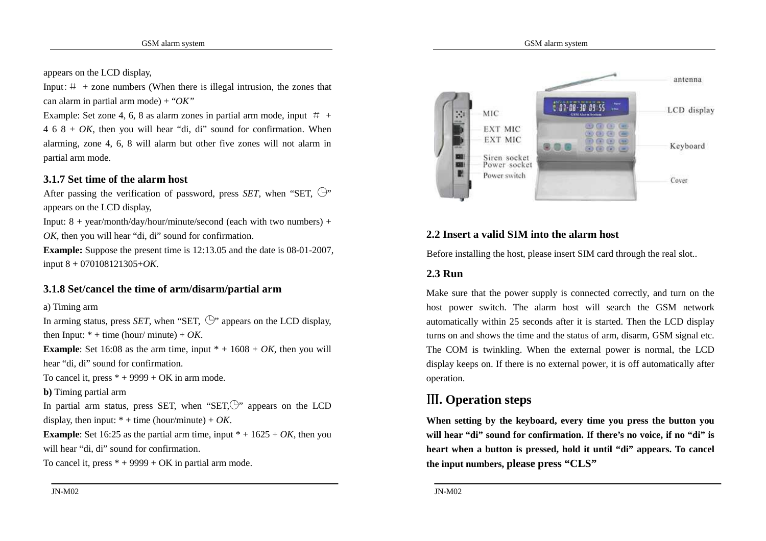appears on the LCD display,

Input: # + zone numbers (When there is illegal intrusion, the zones that can alarm in partial arm mode) + "*OK*"

Example: Set zone 4, 6, 8 as alarm zones in partial arm mode, input # + 4 6 8 + *OK*, then you will hear "di, di" sound for confirmation. When alarming, zone 4, 6, 8 will alarm but other five zones will not alarm in partial arm mode.

### 3.1.7 Set time of the alarm host

After passing the verification of password, press *SET*, when "SET, 🕒" appears on the LCD display,

Input: 8 + year/month/day/hour/minute/second (each with two numbers) + *OK*, then you will hear "di, di" sound for confirmation.

**Example:** Suppose the present time is 12:13.05 and the date is 08-01-2007, input 8 + 070108121305+*OK*.

### 3.1.8 Set/cancel the time of arm/disarm/partial arm

a) Timing arm

In arming status, press *SET*, when "SET, 🕒" appears on the LCD display, then Input: * + time (hour/ minute) + *OK*.

**Example**: Set 16:08 as the arm time, input * + 1608 + *OK*, then you will hear "di, di" sound for confirmation.

To cancel it, press * + 9999 + OK in arm mode.

**b)** Timing partial arm

In partial arm status, press SET, when "SET,🕒" appears on the LCD display, then input: * + time (hour/minute) + *OK*.

**Example**: Set 16:25 as the partial arm time, input * + 1625 + *OK*, then you will hear "di, di" sound for confirmation.

To cancel it, press * + 9999 + OK in partial arm mode.

antenna

MIC

EXT MIC

EXT MIC

Siren socket

Power socket

Power switch

LCD display

Keyboard

Cover

### 2.2 Insert a valid SIM into the alarm host

Before installing the host, please insert SIM card through the real slot..

### 2.3 Run

Make sure that the power supply is connected correctly, and turn on the host power switch. The alarm host will search the GSM network automatically within 25 seconds after it is started. Then the LCD display turns on and shows the time and the status of arm, disarm, GSM signal etc. The COM is twinkling. When the external power is normal, the LCD display keeps on. If there is no external power, it is off automatically after operation.

## Ⅲ. Operation steps

**When setting by the keyboard, every time you press the button you will hear "di" sound for confirmation. If there's no voice, if no "di" is heart when a button is pressed, hold it until "di" appears. To cancel the input numbers, please press "CLS"**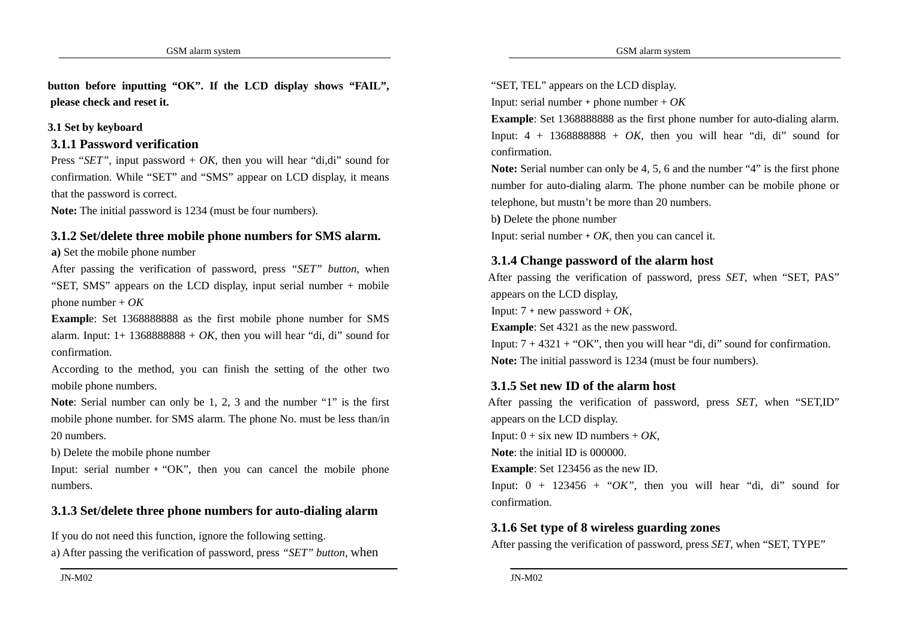**button before inputting "OK". If the LCD display shows "FAIL", please check and reset it.**

**3.1 Set by keyboard**

### 3.1.1 Password verification

Press "*SET*", input password + *OK*, then you will hear "di,di" sound for confirmation. While "SET" and "SMS" appear on LCD display, it means that the password is correct.

**Note:** The initial password is 1234 (must be four numbers).

### 3.1.2 Set/delete three mobile phone numbers for SMS alarm.

**a)** Set the mobile phone number

After passing the verification of password, press *"SET" button*, when "SET, SMS" appears on the LCD display, input serial number + mobile phone number + *OK*

**Exampl**e: Set 1368888888 as the first mobile phone number for SMS alarm. Input: 1+ 1368888888 + *OK*, then you will hear "di, di" sound for confirmation.

According to the method, you can finish the setting of the other two mobile phone numbers.

**Note**: Serial number can only be 1, 2, 3 and the number "1" is the first mobile phone number. for SMS alarm. The phone No. must be less than/in 20 numbers.

b) Delete the mobile phone number

Input: serial number + "OK", then you can cancel the mobile phone numbers.

### 3.1.3 Set/delete three phone numbers for auto-dialing alarm

If you do not need this function, ignore the following setting.

a) After passing the verification of password, press *"SET" button*, when "SET, TEL" appears on the LCD display.

Input: serial number + phone number + *OK*

**Example**: Set 1368888888 as the first phone number for auto-dialing alarm. Input: 4 + 1368888888 + *OK*, then you will hear "di, di" sound for confirmation.

**Note:** Serial number can only be 4, 5, 6 and the number "4" is the first phone number for auto-dialing alarm. The phone number can be mobile phone or telephone, but mustn't be more than 20 numbers.

b**)** Delete the phone number

Input: serial number + *OK*, then you can cancel it.

### 3.1.4 Change password of the alarm host

After passing the verification of password, press *SET*, when "SET, PAS" appears on the LCD display,

Input: 7 + new password + *OK*,

**Example**: Set 4321 as the new password.

Input: 7 + 4321 + "OK", then you will hear "di, di" sound for confirmation.

**Note:** The initial password is 1234 (must be four numbers).

### 3.1.5 Set new ID of the alarm host

After passing the verification of password, press *SET*, when "SET,ID" appears on the LCD display.

Input: 0 + six new ID numbers + *OK*,

**Note**: the initial ID is 000000.

**Example**: Set 123456 as the new ID.

Input: 0 + 123456 + "*OK*", then you will hear "di, di" sound for confirmation.

### 3.1.6 Set type of 8 wireless guarding zones

After passing the verification of password, press *SET*, when "SET, TYPE"